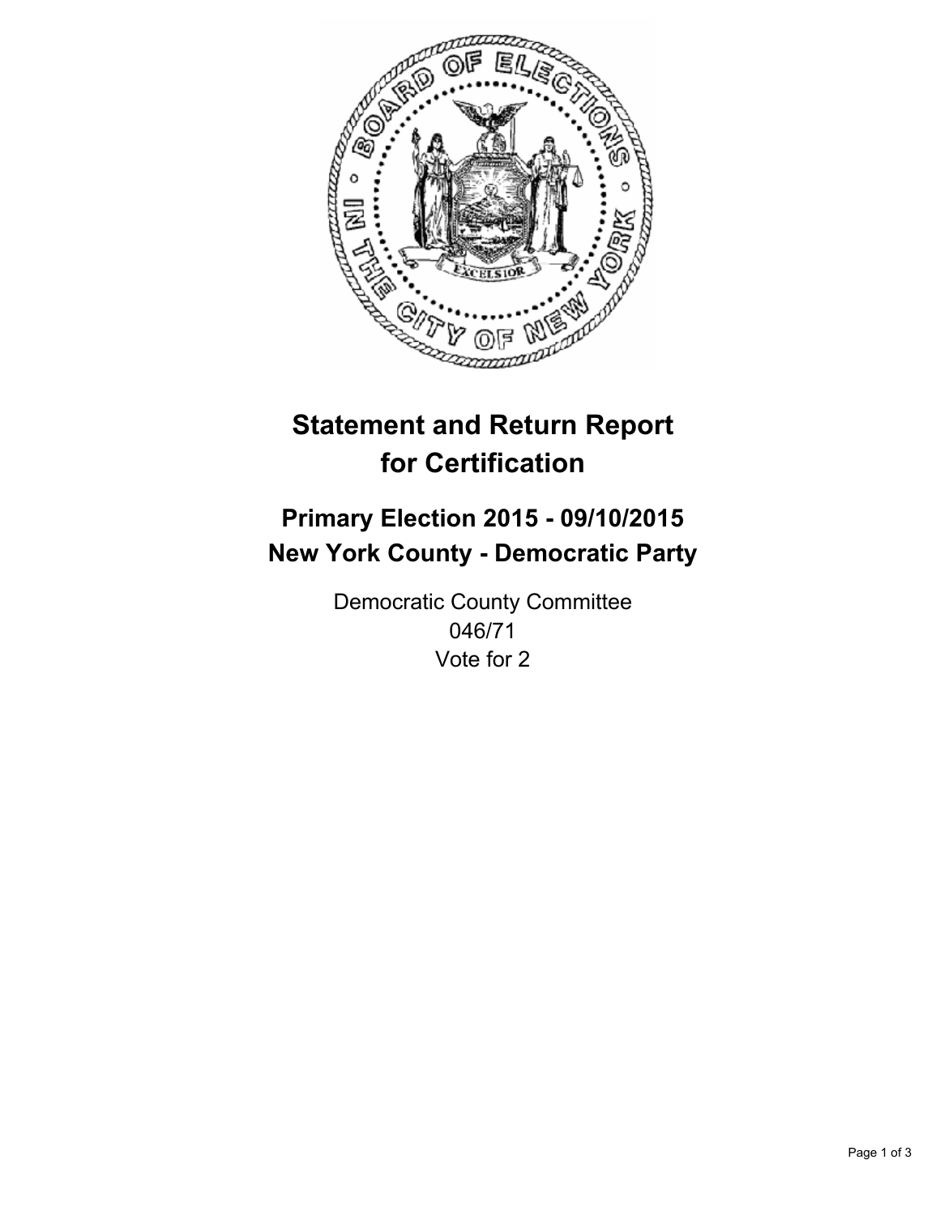# Statement and Return Report for Certification

## Primary Election 2015 - 09/10/2015
## New York County - Democratic Party

Democratic County Committee
046/71
Vote for 2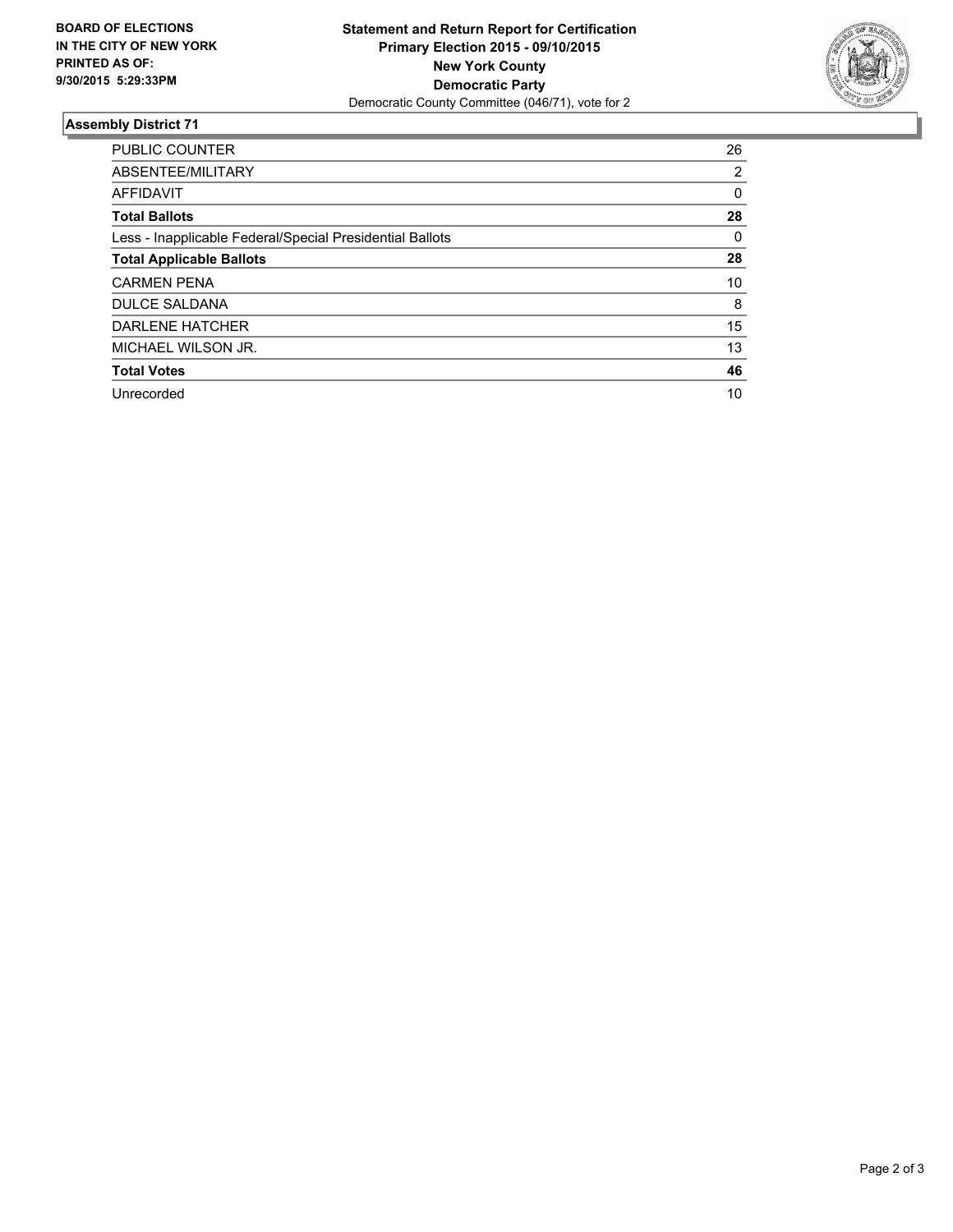**BOARD OF ELECTIONS IN THE CITY OF NEW YORK PRINTED AS OF: 9/30/2015 5:29:33PM**

**Statement and Return Report for Certification**
**Primary Election 2015 - 09/10/2015**
**New York County**
**Democratic Party**
Democratic County Committee (046/71), vote for 2

## Assembly District 71

| | |
|---|---|
| PUBLIC COUNTER | 26 |
| ABSENTEE/MILITARY | 2 |
| AFFIDAVIT | 0 |
| **Total Ballots** | **28** |
| Less - Inapplicable Federal/Special Presidential Ballots | 0 |
| **Total Applicable Ballots** | **28** |
| CARMEN PENA | 10 |
| DULCE SALDANA | 8 |
| DARLENE HATCHER | 15 |
| MICHAEL WILSON JR. | 13 |
| **Total Votes** | **46** |
| Unrecorded | 10 |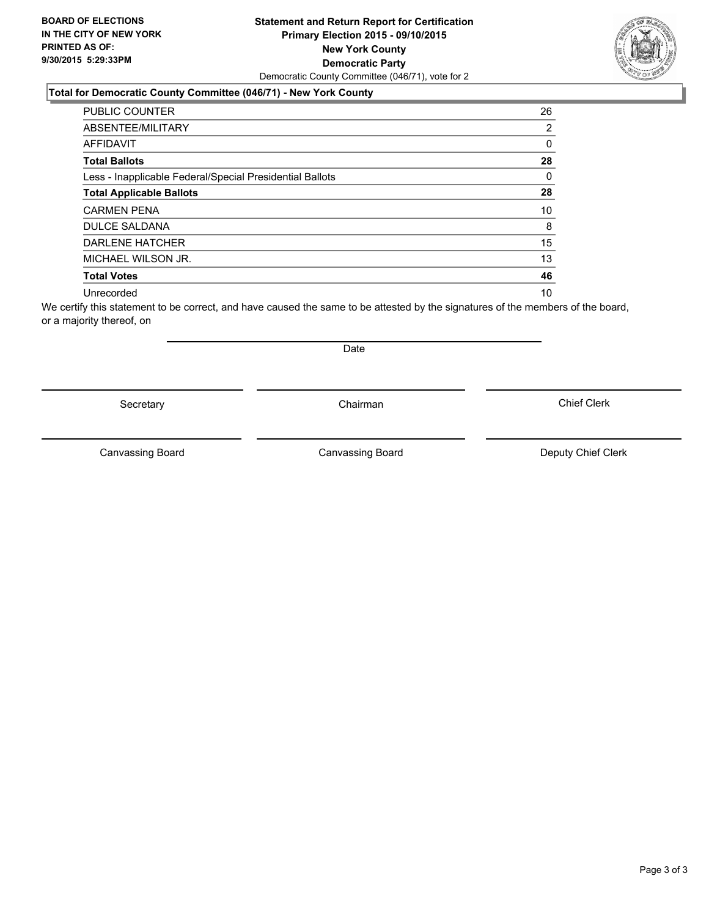**BOARD OF ELECTIONS IN THE CITY OF NEW YORK PRINTED AS OF: 9/30/2015 5:29:33PM**

**Statement and Return Report for Certification**
**Primary Election 2015 - 09/10/2015**
**New York County**
**Democratic Party**
Democratic County Committee (046/71), vote for 2

**Total for Democratic County Committee (046/71) - New York County**

| | |
|---|---|
| PUBLIC COUNTER | 26 |
| ABSENTEE/MILITARY | 2 |
| AFFIDAVIT | 0 |
| **Total Ballots** | **28** |
| Less - Inapplicable Federal/Special Presidential Ballots | 0 |
| **Total Applicable Ballots** | **28** |
| CARMEN PENA | 10 |
| DULCE SALDANA | 8 |
| DARLENE HATCHER | 15 |
| MICHAEL WILSON JR. | 13 |
| **Total Votes** | **46** |
| Unrecorded | 10 |

We certify this statement to be correct, and have caused the same to be attested by the signatures of the members of the board, or a majority thereof, on

Date

Secretary

Chairman

Chief Clerk

Canvassing Board

Canvassing Board

Deputy Chief Clerk